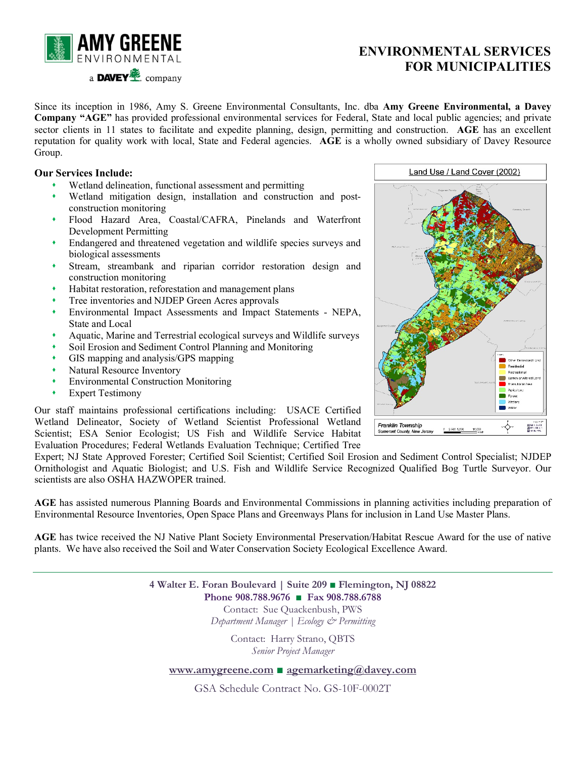**AMY GREENE**
ENVIRONMENTAL
a DAVEY company

# ENVIRONMENTAL SERVICES FOR MUNICIPALITIES

Since its inception in 1986, Amy S. Greene Environmental Consultants, Inc. dba **Amy Greene Environmental, a Davey Company "AGE"** has provided professional environmental services for Federal, State and local public agencies; and private sector clients in 11 states to facilitate and expedite planning, design, permitting and construction. **AGE** has an excellent reputation for quality work with local, State and Federal agencies. **AGE** is a wholly owned subsidiary of Davey Resource Group.

### Our Services Include:

- Wetland delineation, functional assessment and permitting
- Wetland mitigation design, installation and construction and post-construction monitoring
- Flood Hazard Area, Coastal/CAFRA, Pinelands and Waterfront Development Permitting
- Endangered and threatened vegetation and wildlife species surveys and biological assessments
- Stream, streambank and riparian corridor restoration design and construction monitoring
- Habitat restoration, reforestation and management plans
- Tree inventories and NJDEP Green Acres approvals
- Environmental Impact Assessments and Impact Statements - NEPA, State and Local
- Aquatic, Marine and Terrestrial ecological surveys and Wildlife surveys
- Soil Erosion and Sediment Control Planning and Monitoring
- GIS mapping and analysis/GPS mapping
- Natural Resource Inventory
- Environmental Construction Monitoring
- Expert Testimony

Land Use / Land Cover (2002)

Franklin Township
Somerset County, New Jersey

Our staff maintains professional certifications including: USACE Certified Wetland Delineator, Society of Wetland Scientist Professional Wetland Scientist; ESA Senior Ecologist; US Fish and Wildlife Service Habitat Evaluation Procedures; Federal Wetlands Evaluation Technique; Certified Tree Expert; NJ State Approved Forester; Certified Soil Scientist; Certified Soil Erosion and Sediment Control Specialist; NJDEP Ornithologist and Aquatic Biologist; and U.S. Fish and Wildlife Service Recognized Qualified Bog Turtle Surveyor. Our scientists are also OSHA HAZWOPER trained.

**AGE** has assisted numerous Planning Boards and Environmental Commissions in planning activities including preparation of Environmental Resource Inventories, Open Space Plans and Greenways Plans for inclusion in Land Use Master Plans.

**AGE** has twice received the NJ Native Plant Society Environmental Preservation/Habitat Rescue Award for the use of native plants. We have also received the Soil and Water Conservation Society Ecological Excellence Award.

---

**4 Walter E. Foran Boulevard | Suite 209 ■ Flemington, NJ 08822**
**Phone 908.788.9676 ■ Fax 908.788.6788**
Contact: Sue Quackenbush, PWS
*Department Manager | Ecology & Permitting*

Contact: Harry Strano, QBTS
*Senior Project Manager*

**www.amygreene.com ■ agemarketing@davey.com**

GSA Schedule Contract No. GS-10F-0002T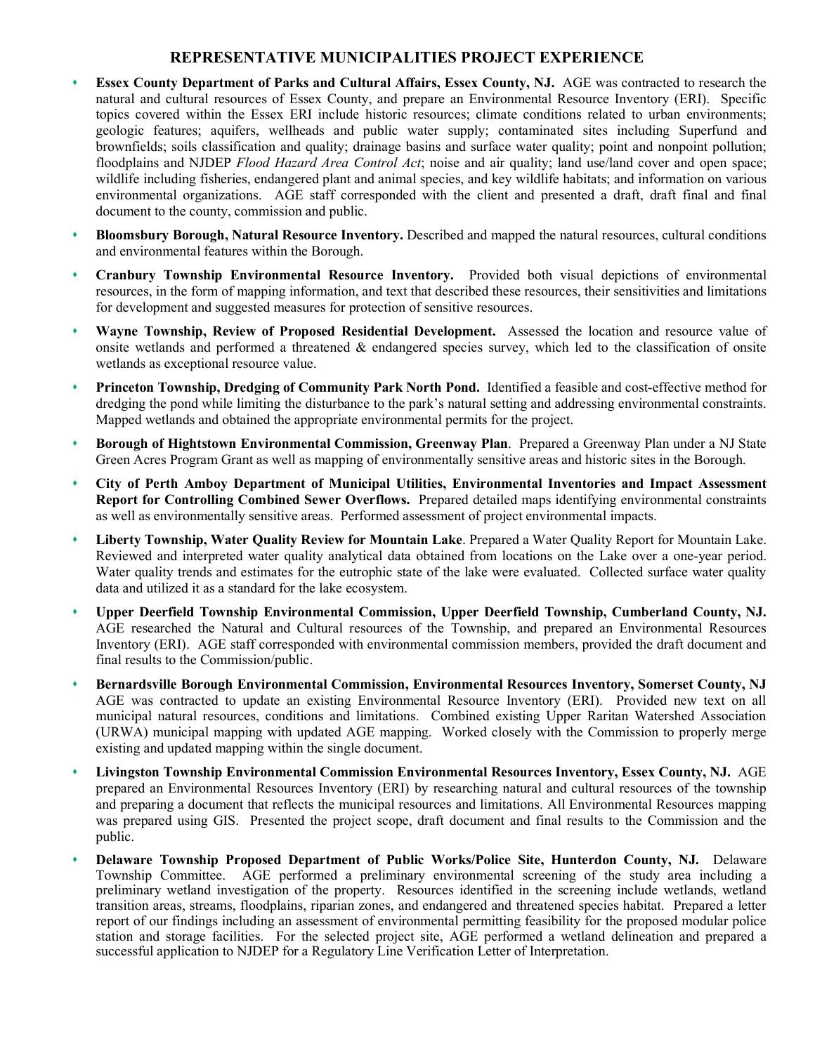# REPRESENTATIVE MUNICIPALITIES PROJECT EXPERIENCE

- **Essex County Department of Parks and Cultural Affairs, Essex County, NJ.** AGE was contracted to research the natural and cultural resources of Essex County, and prepare an Environmental Resource Inventory (ERI). Specific topics covered within the Essex ERI include historic resources; climate conditions related to urban environments; geologic features; aquifers, wellheads and public water supply; contaminated sites including Superfund and brownfields; soils classification and quality; drainage basins and surface water quality; point and nonpoint pollution; floodplains and NJDEP *Flood Hazard Area Control Act*; noise and air quality; land use/land cover and open space; wildlife including fisheries, endangered plant and animal species, and key wildlife habitats; and information on various environmental organizations. AGE staff corresponded with the client and presented a draft, draft final and final document to the county, commission and public.

- **Bloomsbury Borough, Natural Resource Inventory.** Described and mapped the natural resources, cultural conditions and environmental features within the Borough.

- **Cranbury Township Environmental Resource Inventory.** Provided both visual depictions of environmental resources, in the form of mapping information, and text that described these resources, their sensitivities and limitations for development and suggested measures for protection of sensitive resources.

- **Wayne Township, Review of Proposed Residential Development.** Assessed the location and resource value of onsite wetlands and performed a threatened & endangered species survey, which led to the classification of onsite wetlands as exceptional resource value.

- **Princeton Township, Dredging of Community Park North Pond.** Identified a feasible and cost-effective method for dredging the pond while limiting the disturbance to the park's natural setting and addressing environmental constraints. Mapped wetlands and obtained the appropriate environmental permits for the project.

- **Borough of Hightstown Environmental Commission, Greenway Plan**. Prepared a Greenway Plan under a NJ State Green Acres Program Grant as well as mapping of environmentally sensitive areas and historic sites in the Borough.

- **City of Perth Amboy Department of Municipal Utilities, Environmental Inventories and Impact Assessment Report for Controlling Combined Sewer Overflows.** Prepared detailed maps identifying environmental constraints as well as environmentally sensitive areas. Performed assessment of project environmental impacts.

- **Liberty Township, Water Quality Review for Mountain Lake**. Prepared a Water Quality Report for Mountain Lake. Reviewed and interpreted water quality analytical data obtained from locations on the Lake over a one-year period. Water quality trends and estimates for the eutrophic state of the lake were evaluated. Collected surface water quality data and utilized it as a standard for the lake ecosystem.

- **Upper Deerfield Township Environmental Commission, Upper Deerfield Township, Cumberland County, NJ.** AGE researched the Natural and Cultural resources of the Township, and prepared an Environmental Resources Inventory (ERI). AGE staff corresponded with environmental commission members, provided the draft document and final results to the Commission/public.

- **Bernardsville Borough Environmental Commission, Environmental Resources Inventory, Somerset County, NJ** AGE was contracted to update an existing Environmental Resource Inventory (ERI). Provided new text on all municipal natural resources, conditions and limitations. Combined existing Upper Raritan Watershed Association (URWA) municipal mapping with updated AGE mapping. Worked closely with the Commission to properly merge existing and updated mapping within the single document.

- **Livingston Township Environmental Commission Environmental Resources Inventory, Essex County, NJ.** AGE prepared an Environmental Resources Inventory (ERI) by researching natural and cultural resources of the township and preparing a document that reflects the municipal resources and limitations. All Environmental Resources mapping was prepared using GIS. Presented the project scope, draft document and final results to the Commission and the public.

- **Delaware Township Proposed Department of Public Works/Police Site, Hunterdon County, NJ.** Delaware Township Committee. AGE performed a preliminary environmental screening of the study area including a preliminary wetland investigation of the property. Resources identified in the screening include wetlands, wetland transition areas, streams, floodplains, riparian zones, and endangered and threatened species habitat. Prepared a letter report of our findings including an assessment of environmental permitting feasibility for the proposed modular police station and storage facilities. For the selected project site, AGE performed a wetland delineation and prepared a successful application to NJDEP for a Regulatory Line Verification Letter of Interpretation.